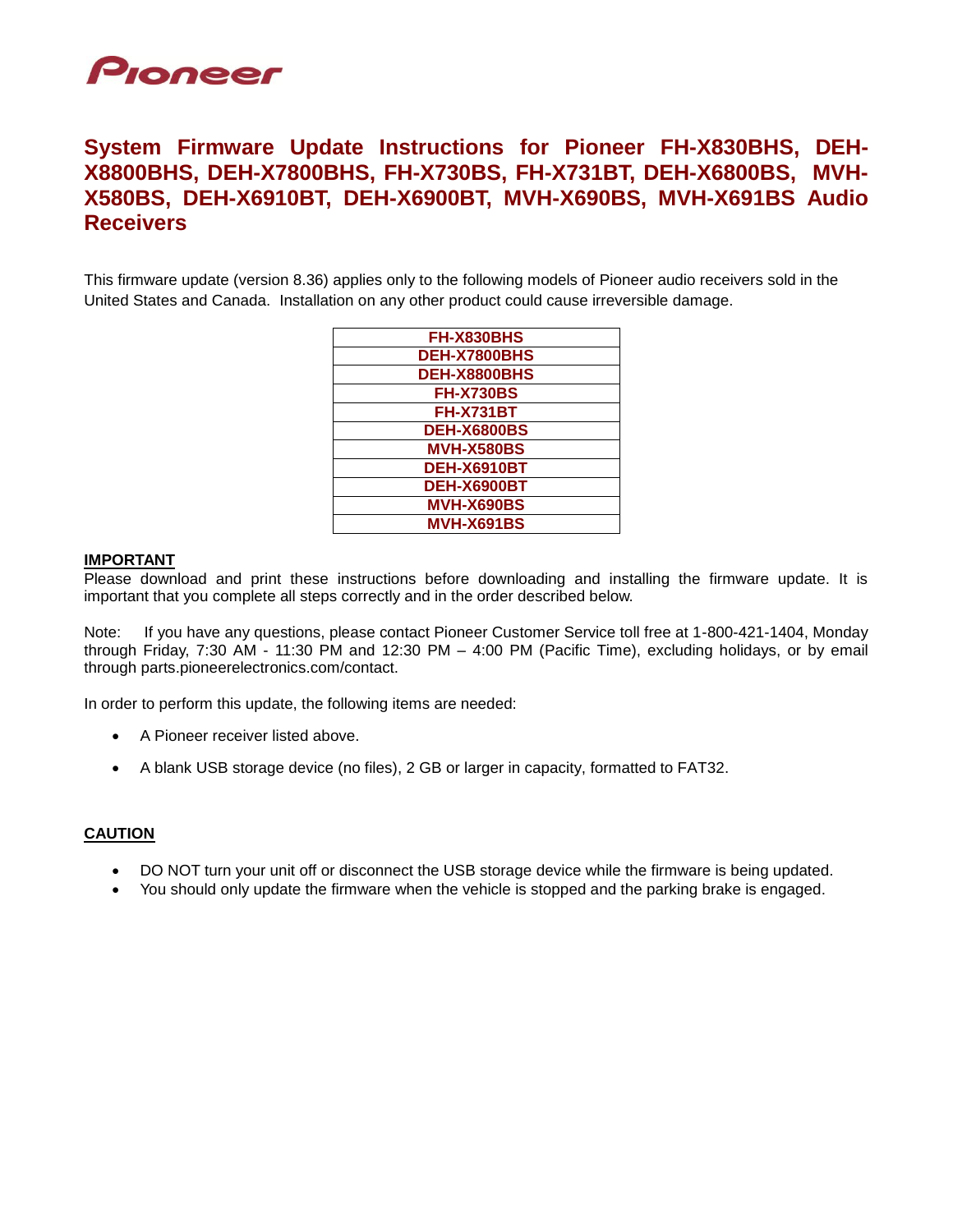Pioneer

# System Firmware Update Instructions for Pioneer FH-X830BHS, DEH-X8800BHS, DEH-X7800BHS, FH-X730BS, FH-X731BT, DEH-X6800BS, MVH-X580BS, DEH-X6910BT, DEH-X6900BT, MVH-X690BS, MVH-X691BS Audio Receivers

This firmware update (version 8.36) applies only to the following models of Pioneer audio receivers sold in the United States and Canada. Installation on any other product could cause irreversible damage.

| FH-X830BHS |
|---|
| DEH-X7800BHS |
| DEH-X8800BHS |
| FH-X730BS |
| FH-X731BT |
| DEH-X6800BS |
| MVH-X580BS |
| DEH-X6910BT |
| DEH-X6900BT |
| MVH-X690BS |
| MVH-X691BS |

**IMPORTANT**

Please download and print these instructions before downloading and installing the firmware update. It is important that you complete all steps correctly and in the order described below.

Note: If you have any questions, please contact Pioneer Customer Service toll free at 1-800-421-1404, Monday through Friday, 7:30 AM - 11:30 PM and 12:30 PM – 4:00 PM (Pacific Time), excluding holidays, or by email through parts.pioneerelectronics.com/contact.

In order to perform this update, the following items are needed:

- A Pioneer receiver listed above.
- A blank USB storage device (no files), 2 GB or larger in capacity, formatted to FAT32.

**CAUTION**

- DO NOT turn your unit off or disconnect the USB storage device while the firmware is being updated.
- You should only update the firmware when the vehicle is stopped and the parking brake is engaged.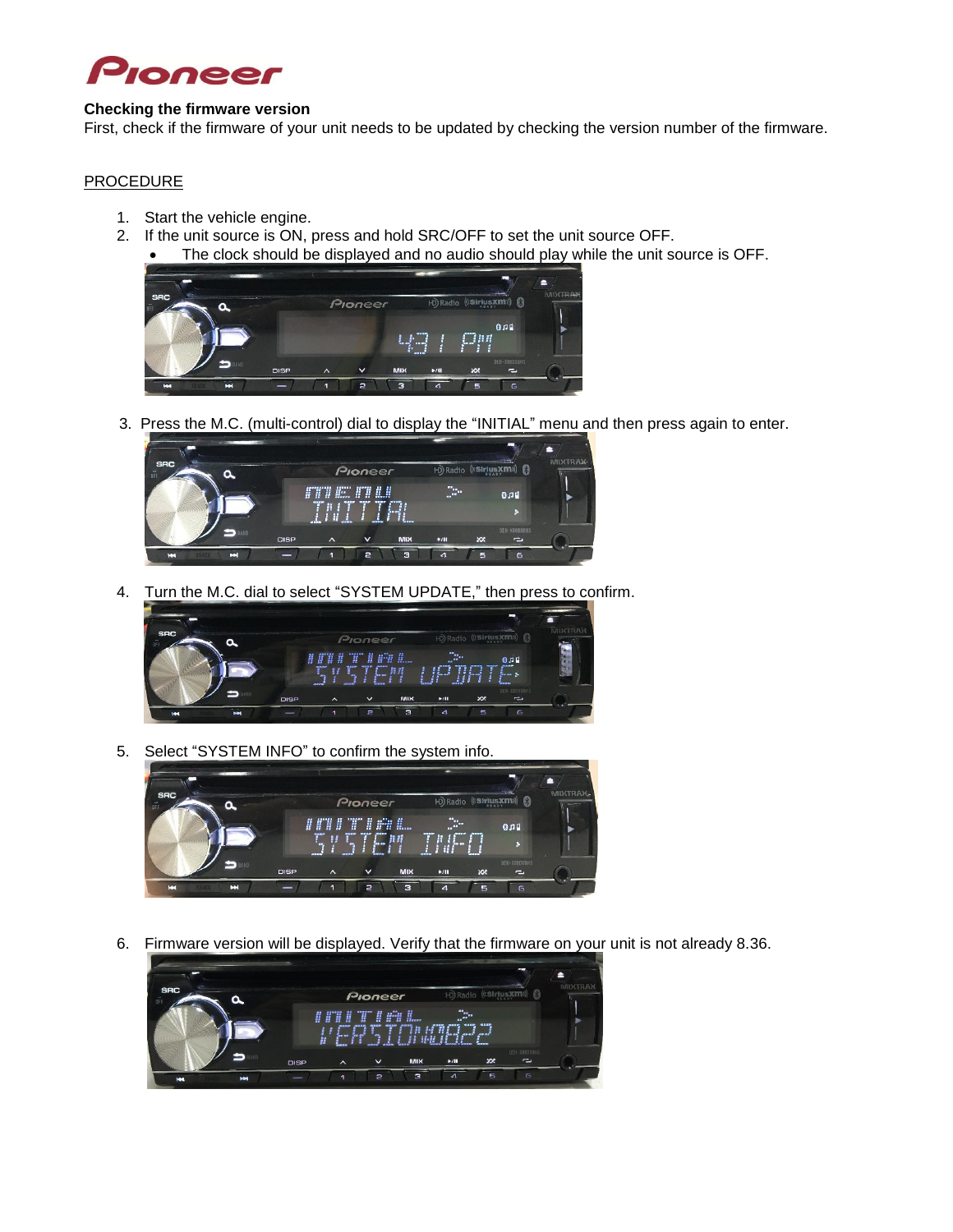**Checking the firmware version**

First, check if the firmware of your unit needs to be updated by checking the version number of the firmware.

PROCEDURE

1. Start the vehicle engine.
2. If the unit source is ON, press and hold SRC/OFF to set the unit source OFF.
   - The clock should be displayed and no audio should play while the unit source is OFF.
3. Press the M.C. (multi-control) dial to display the “INITIAL” menu and then press again to enter.
4. Turn the M.C. dial to select “SYSTEM UPDATE,” then press to confirm.
5. Select “SYSTEM INFO” to confirm the system info.
6. Firmware version will be displayed. Verify that the firmware on your unit is not already 8.36.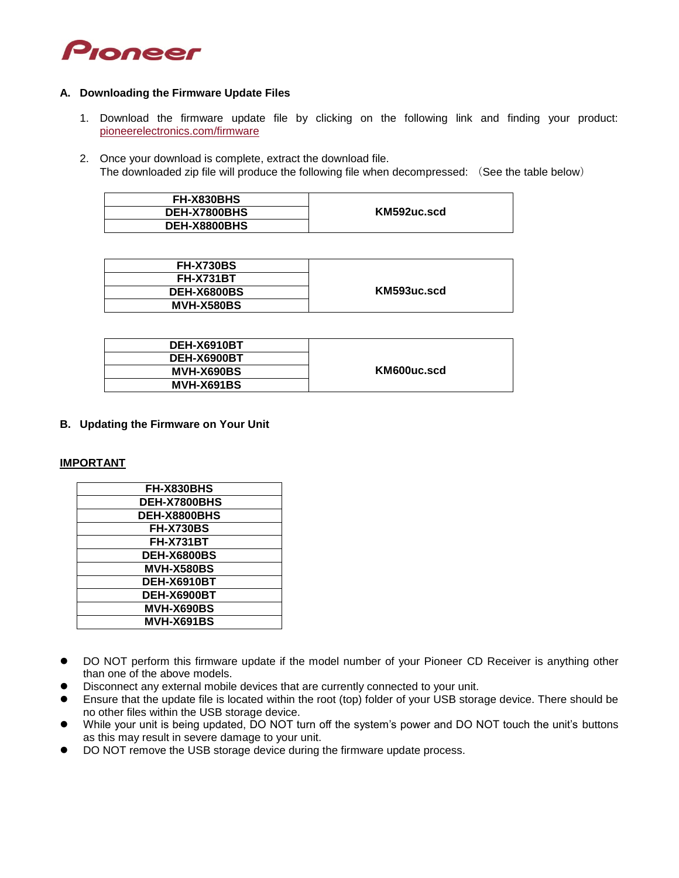Pioneer

### A. Downloading the Firmware Update Files

1. Download the firmware update file by clicking on the following link and finding your product: pioneerelectronics.com/firmware

2. Once your download is complete, extract the download file.
   The downloaded zip file will produce the following file when decompressed: （See the table below）

| Model | File |
|---|---|
| FH-X830BHS | KM592uc.scd |
| DEH-X7800BHS | |
| DEH-X8800BHS | |

| Model | File |
|---|---|
| FH-X730BS | KM593uc.scd |
| FH-X731BT | |
| DEH-X6800BS | |
| MVH-X580BS | |

| Model | File |
|---|---|
| DEH-X6910BT | KM600uc.scd |
| DEH-X6900BT | |
| MVH-X690BS | |
| MVH-X691BS | |

### B. Updating the Firmware on Your Unit

**IMPORTANT**

| Model |
|---|
| FH-X830BHS |
| DEH-X7800BHS |
| DEH-X8800BHS |
| FH-X730BS |
| FH-X731BT |
| DEH-X6800BS |
| MVH-X580BS |
| DEH-X6910BT |
| DEH-X6900BT |
| MVH-X690BS |
| MVH-X691BS |

- DO NOT perform this firmware update if the model number of your Pioneer CD Receiver is anything other than one of the above models.
- Disconnect any external mobile devices that are currently connected to your unit.
- Ensure that the update file is located within the root (top) folder of your USB storage device. There should be no other files within the USB storage device.
- While your unit is being updated, DO NOT turn off the system's power and DO NOT touch the unit's buttons as this may result in severe damage to your unit.
- DO NOT remove the USB storage device during the firmware update process.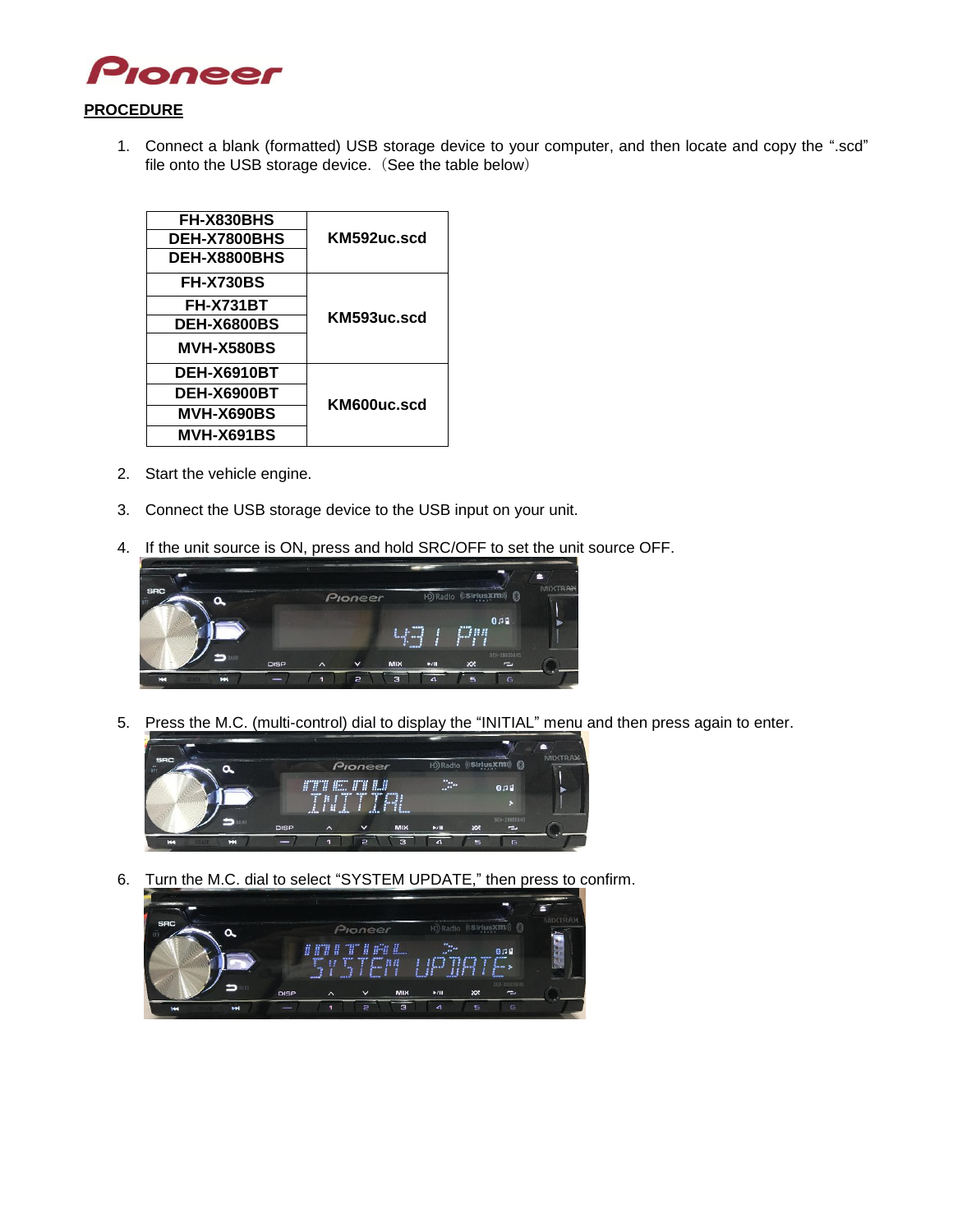**PROCEDURE**

1. Connect a blank (formatted) USB storage device to your computer, and then locate and copy the ".scd" file onto the USB storage device. （See the table below）

| Model | File |
|---|---|
| FH-X830BHS | KM592uc.scd |
| DEH-X7800BHS | |
| DEH-X8800BHS | |
| FH-X730BS | KM593uc.scd |
| FH-X731BT | |
| DEH-X6800BS | |
| MVH-X580BS | |
| DEH-X6910BT | KM600uc.scd |
| DEH-X6900BT | |
| MVH-X690BS | |
| MVH-X691BS | |

2. Start the vehicle engine.

3. Connect the USB storage device to the USB input on your unit.

4. If the unit source is ON, press and hold SRC/OFF to set the unit source OFF.

5. Press the M.C. (multi-control) dial to display the "INITIAL" menu and then press again to enter.

6. Turn the M.C. dial to select "SYSTEM UPDATE," then press to confirm.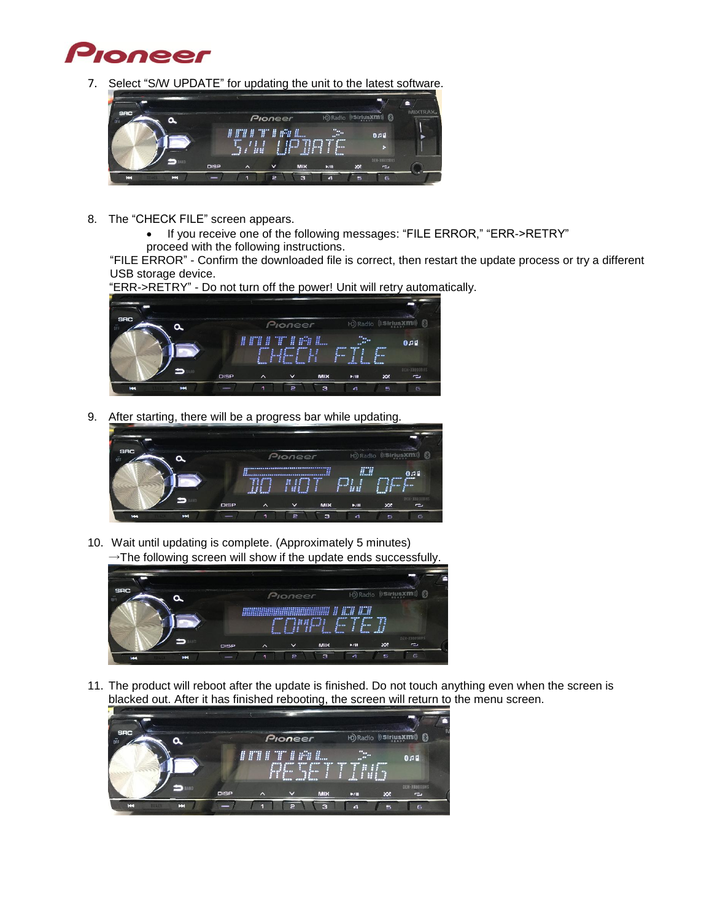7. Select “S/W UPDATE” for updating the unit to the latest software.

8. The “CHECK FILE” screen appears.
   - If you receive one of the following messages: “FILE ERROR,” “ERR->RETRY” proceed with the following instructions.

   “FILE ERROR” - Confirm the downloaded file is correct, then restart the update process or try a different USB storage device.
   “ERR->RETRY” - Do not turn off the power! Unit will retry automatically.

9. After starting, there will be a progress bar while updating.

10. Wait until updating is complete. (Approximately 5 minutes)
    →The following screen will show if the update ends successfully.

11. The product will reboot after the update is finished. Do not touch anything even when the screen is blacked out. After it has finished rebooting, the screen will return to the menu screen.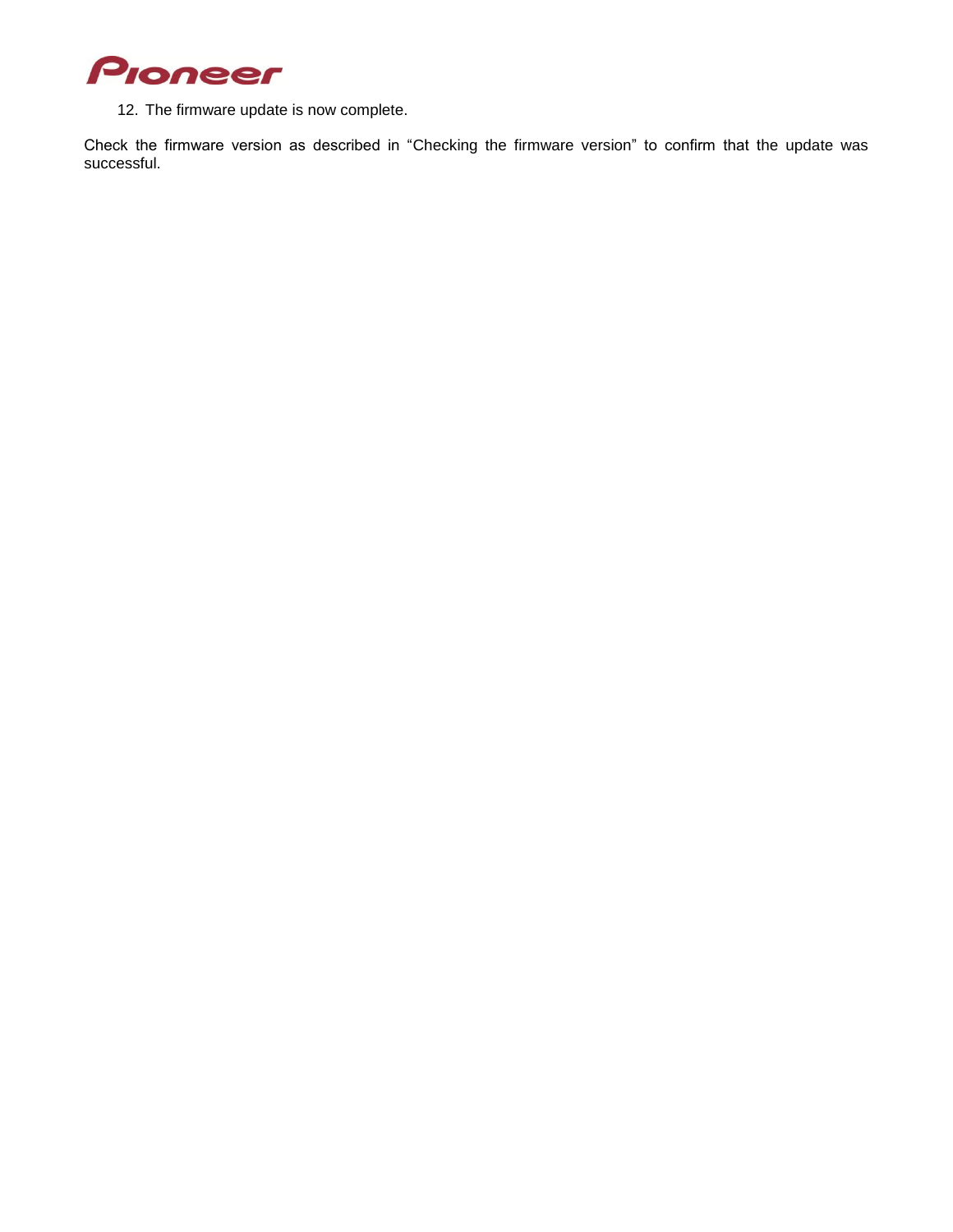12. The firmware update is now complete.

Check the firmware version as described in "Checking the firmware version" to confirm that the update was successful.